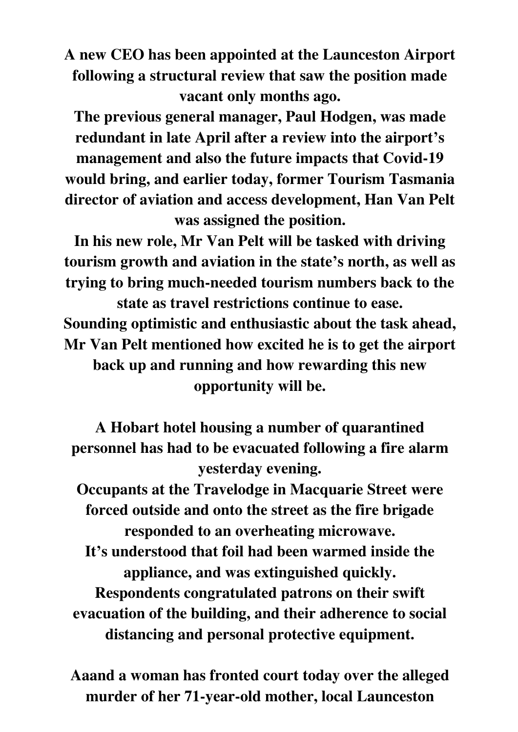**A new CEO has been appointed at the Launceston Airport following a structural review that saw the position made vacant only months ago.**
**The previous general manager, Paul Hodgen, was made redundant in late April after a review into the airport's management and also the future impacts that Covid-19 would bring, and earlier today, former Tourism Tasmania director of aviation and access development, Han Van Pelt was assigned the position.**
**In his new role, Mr Van Pelt will be tasked with driving tourism growth and aviation in the state's north, as well as trying to bring much-needed tourism numbers back to the state as travel restrictions continue to ease.**
**Sounding optimistic and enthusiastic about the task ahead, Mr Van Pelt mentioned how excited he is to get the airport back up and running and how rewarding this new opportunity will be.**

**A Hobart hotel housing a number of quarantined personnel has had to be evacuated following a fire alarm yesterday evening.**
**Occupants at the Travelodge in Macquarie Street were forced outside and onto the street as the fire brigade responded to an overheating microwave.**
**It's understood that foil had been warmed inside the appliance, and was extinguished quickly.**
**Respondents congratulated patrons on their swift evacuation of the building, and their adherence to social distancing and personal protective equipment.**

**Aaand a woman has fronted court today over the alleged murder of her 71-year-old mother, local Launceston**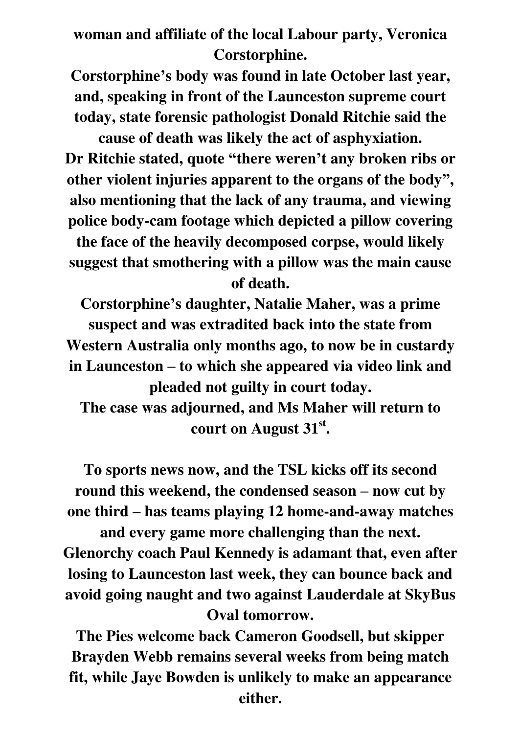**woman and affiliate of the local Labour party, Veronica Corstorphine.**

**Corstorphine's body was found in late October last year, and, speaking in front of the Launceston supreme court today, state forensic pathologist Donald Ritchie said the cause of death was likely the act of asphyxiation.**

**Dr Ritchie stated, quote "there weren't any broken ribs or other violent injuries apparent to the organs of the body", also mentioning that the lack of any trauma, and viewing police body-cam footage which depicted a pillow covering the face of the heavily decomposed corpse, would likely suggest that smothering with a pillow was the main cause of death.**

**Corstorphine's daughter, Natalie Maher, was a prime suspect and was extradited back into the state from Western Australia only months ago, to now be in custardy in Launceston – to which she appeared via video link and pleaded not guilty in court today.**

**The case was adjourned, and Ms Maher will return to court on August 31st.**

**To sports news now, and the TSL kicks off its second round this weekend, the condensed season – now cut by one third – has teams playing 12 home-and-away matches and every game more challenging than the next.**

**Glenorchy coach Paul Kennedy is adamant that, even after losing to Launceston last week, they can bounce back and avoid going naught and two against Lauderdale at SkyBus Oval tomorrow.**

**The Pies welcome back Cameron Goodsell, but skipper Brayden Webb remains several weeks from being match fit, while Jaye Bowden is unlikely to make an appearance either.**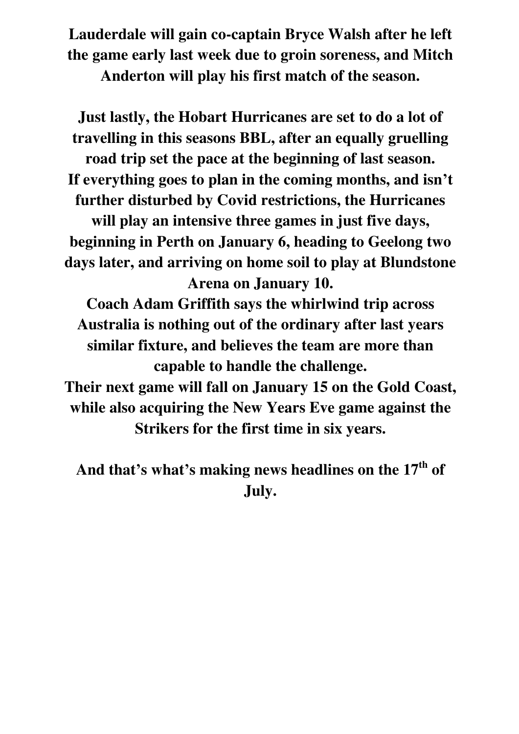**Lauderdale will gain co-captain Bryce Walsh after he left the game early last week due to groin soreness, and Mitch Anderton will play his first match of the season.**

**Just lastly, the Hobart Hurricanes are set to do a lot of travelling in this seasons BBL, after an equally gruelling road trip set the pace at the beginning of last season.**
**If everything goes to plan in the coming months, and isn't further disturbed by Covid restrictions, the Hurricanes will play an intensive three games in just five days, beginning in Perth on January 6, heading to Geelong two days later, and arriving on home soil to play at Blundstone Arena on January 10.**
**Coach Adam Griffith says the whirlwind trip across Australia is nothing out of the ordinary after last years similar fixture, and believes the team are more than capable to handle the challenge.**
**Their next game will fall on January 15 on the Gold Coast, while also acquiring the New Years Eve game against the Strikers for the first time in six years.**

**And that's what's making news headlines on the 17th of July.**